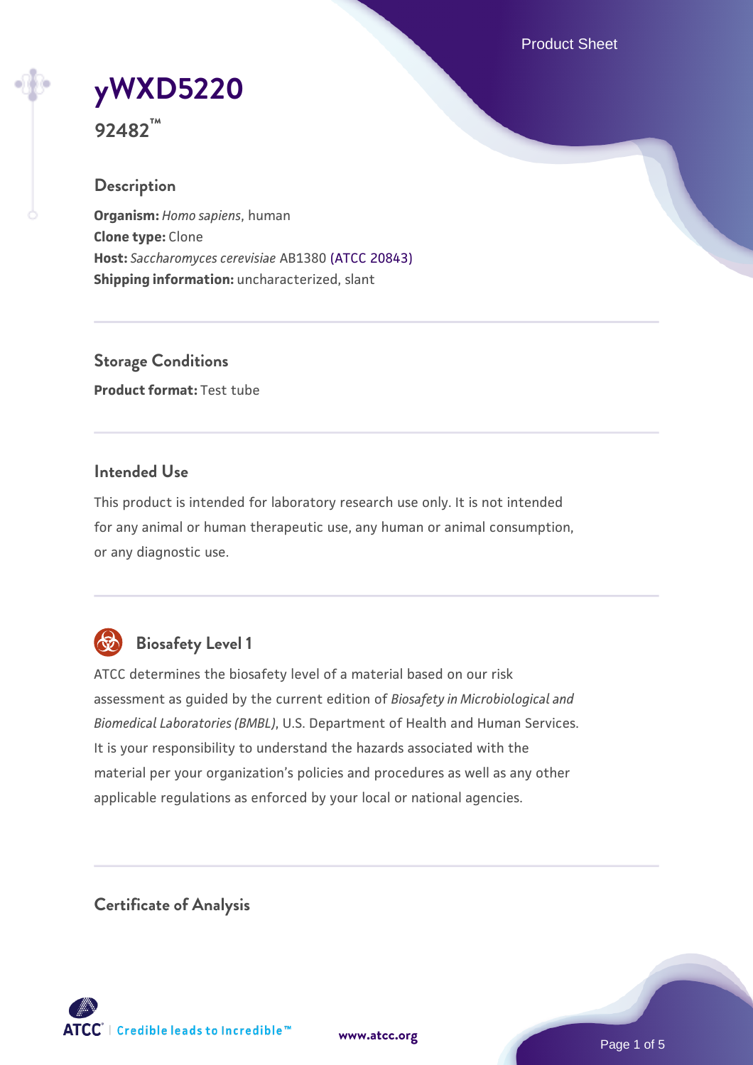# yWXD5220

**92482™**

## Description

**Organism:** *Homo sapiens*, human
**Clone type:** Clone
**Host:** *Saccharomyces cerevisiae* AB1380 (ATCC 20843)
**Shipping information:** uncharacterized, slant

## Storage Conditions

**Product format:** Test tube

## Intended Use

This product is intended for laboratory research use only. It is not intended for any animal or human therapeutic use, any human or animal consumption, or any diagnostic use.

## Biosafety Level 1

ATCC determines the biosafety level of a material based on our risk assessment as guided by the current edition of *Biosafety in Microbiological and Biomedical Laboratories (BMBL)*, U.S. Department of Health and Human Services. It is your responsibility to understand the hazards associated with the material per your organization's policies and procedures as well as any other applicable regulations as enforced by your local or national agencies.

## Certificate of Analysis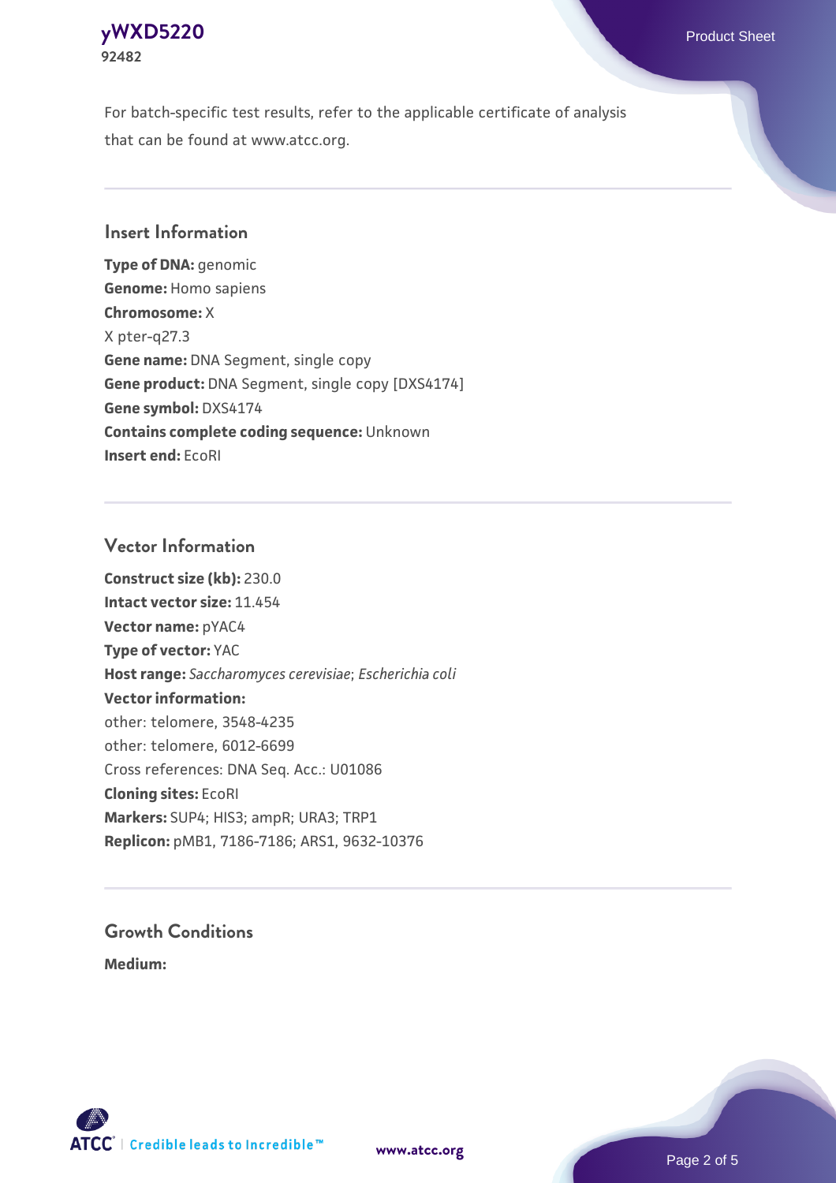For batch-specific test results, refer to the applicable certificate of analysis that can be found at www.atcc.org.

## Insert Information

**Type of DNA:** genomic
**Genome:** Homo sapiens
**Chromosome:** X
X pter-q27.3
**Gene name:** DNA Segment, single copy
**Gene product:** DNA Segment, single copy [DXS4174]
**Gene symbol:** DXS4174
**Contains complete coding sequence:** Unknown
**Insert end:** EcoRI

## Vector Information

**Construct size (kb):** 230.0
**Intact vector size:** 11.454
**Vector name:** pYAC4
**Type of vector:** YAC
**Host range:** *Saccharomyces cerevisiae*; *Escherichia coli*
**Vector information:**
other: telomere, 3548-4235
other: telomere, 6012-6699
Cross references: DNA Seq. Acc.: U01086
**Cloning sites:** EcoRI
**Markers:** SUP4; HIS3; ampR; URA3; TRP1
**Replicon:** pMB1, 7186-7186; ARS1, 9632-10376

## Growth Conditions

**Medium:**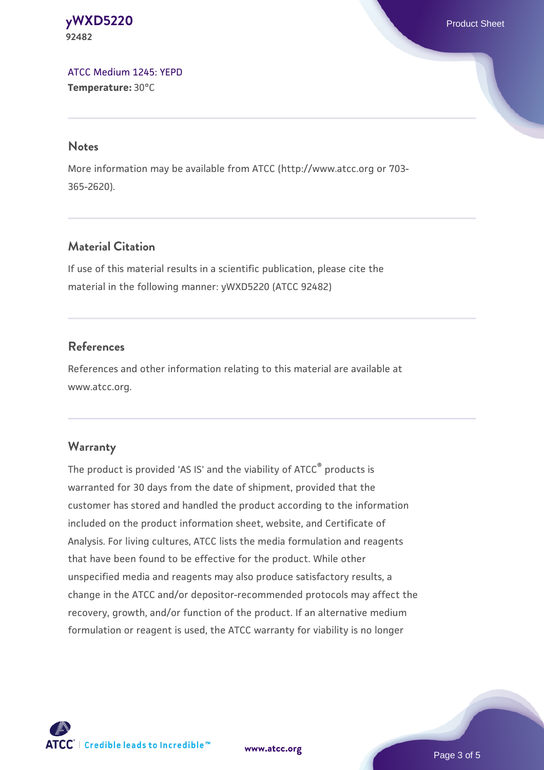ATCC Medium 1245: YEPD
**Temperature:** 30°C

## Notes

More information may be available from ATCC (http://www.atcc.org or 703-365-2620).

## Material Citation

If use of this material results in a scientific publication, please cite the material in the following manner: yWXD5220 (ATCC 92482)

## References

References and other information relating to this material are available at www.atcc.org.

## Warranty

The product is provided 'AS IS' and the viability of ATCC® products is warranted for 30 days from the date of shipment, provided that the customer has stored and handled the product according to the information included on the product information sheet, website, and Certificate of Analysis. For living cultures, ATCC lists the media formulation and reagents that have been found to be effective for the product. While other unspecified media and reagents may also produce satisfactory results, a change in the ATCC and/or depositor-recommended protocols may affect the recovery, growth, and/or function of the product. If an alternative medium formulation or reagent is used, the ATCC warranty for viability is no longer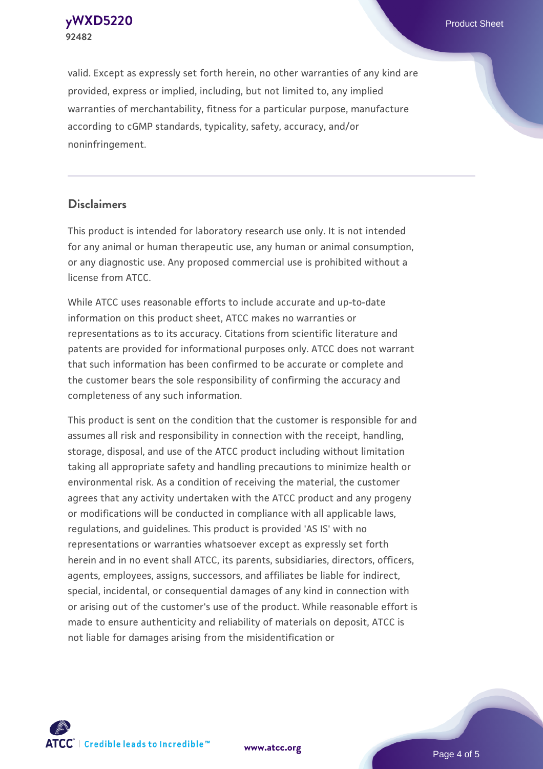valid. Except as expressly set forth herein, no other warranties of any kind are provided, express or implied, including, but not limited to, any implied warranties of merchantability, fitness for a particular purpose, manufacture according to cGMP standards, typicality, safety, accuracy, and/or noninfringement.

## Disclaimers

This product is intended for laboratory research use only. It is not intended for any animal or human therapeutic use, any human or animal consumption, or any diagnostic use. Any proposed commercial use is prohibited without a license from ATCC.

While ATCC uses reasonable efforts to include accurate and up-to-date information on this product sheet, ATCC makes no warranties or representations as to its accuracy. Citations from scientific literature and patents are provided for informational purposes only. ATCC does not warrant that such information has been confirmed to be accurate or complete and the customer bears the sole responsibility of confirming the accuracy and completeness of any such information.

This product is sent on the condition that the customer is responsible for and assumes all risk and responsibility in connection with the receipt, handling, storage, disposal, and use of the ATCC product including without limitation taking all appropriate safety and handling precautions to minimize health or environmental risk. As a condition of receiving the material, the customer agrees that any activity undertaken with the ATCC product and any progeny or modifications will be conducted in compliance with all applicable laws, regulations, and guidelines. This product is provided 'AS IS' with no representations or warranties whatsoever except as expressly set forth herein and in no event shall ATCC, its parents, subsidiaries, directors, officers, agents, employees, assigns, successors, and affiliates be liable for indirect, special, incidental, or consequential damages of any kind in connection with or arising out of the customer's use of the product. While reasonable effort is made to ensure authenticity and reliability of materials on deposit, ATCC is not liable for damages arising from the misidentification or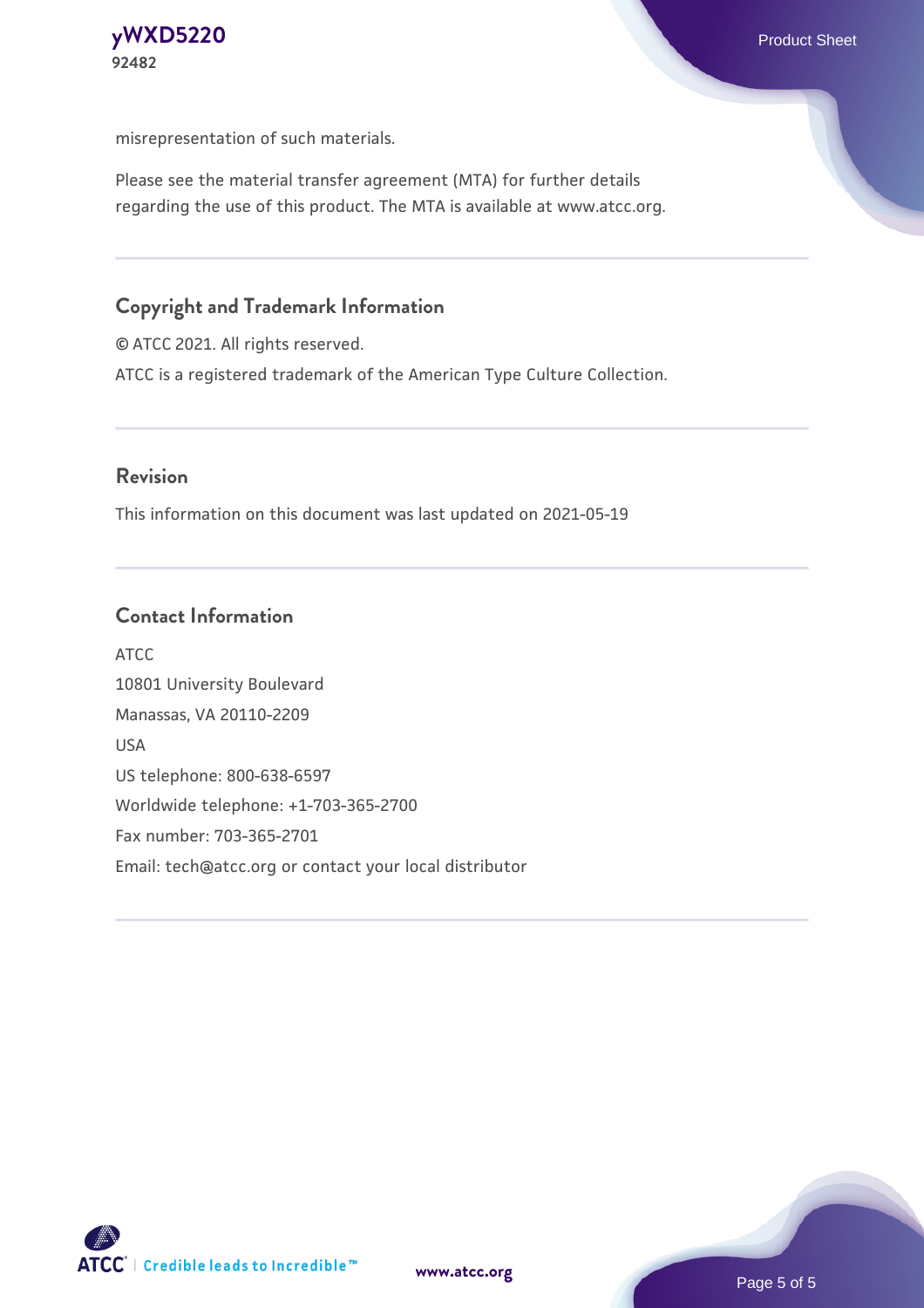misrepresentation of such materials.

Please see the material transfer agreement (MTA) for further details regarding the use of this product. The MTA is available at www.atcc.org.

## Copyright and Trademark Information

© ATCC 2021. All rights reserved.

ATCC is a registered trademark of the American Type Culture Collection.

## Revision

This information on this document was last updated on 2021-05-19

## Contact Information

ATCC
10801 University Boulevard
Manassas, VA 20110-2209
USA
US telephone: 800-638-6597
Worldwide telephone: +1-703-365-2700
Fax number: 703-365-2701
Email: tech@atcc.org or contact your local distributor